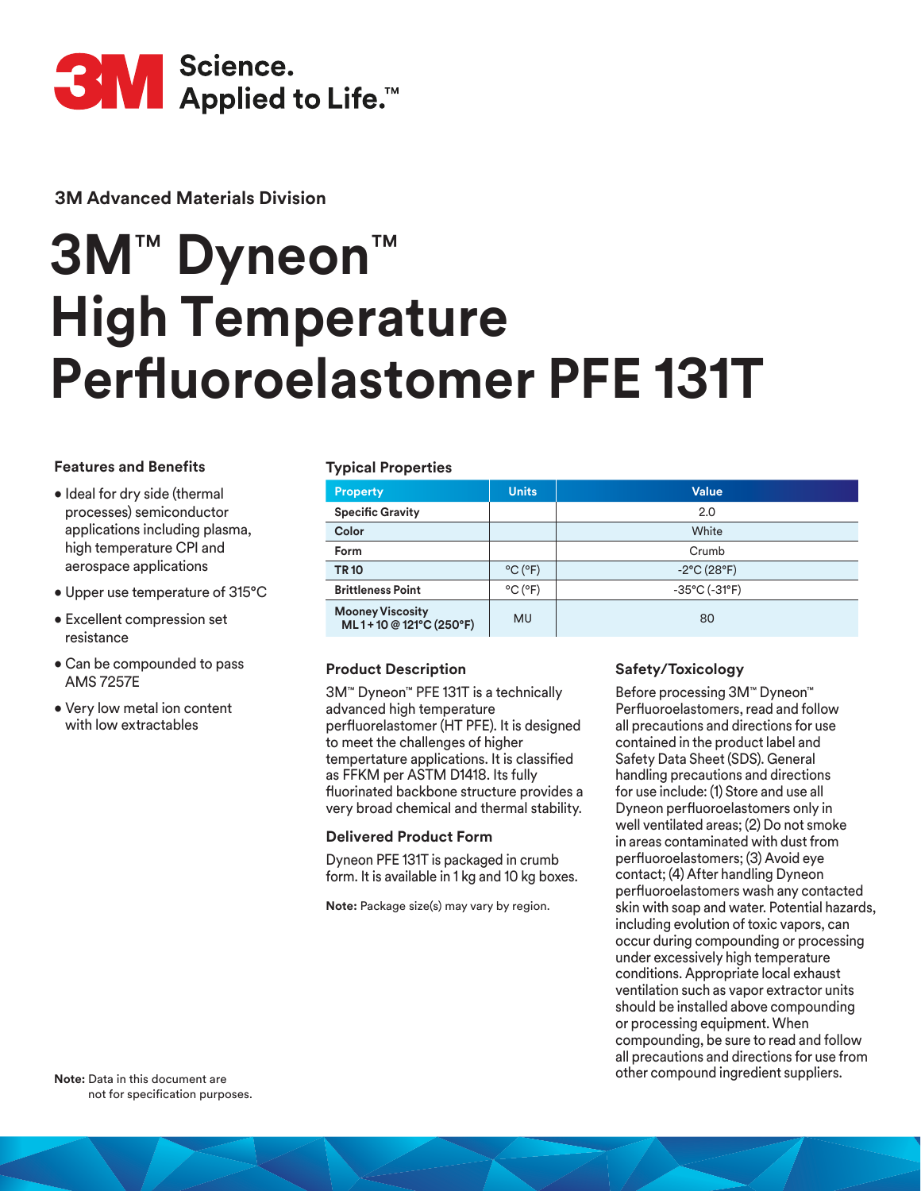3M Science. Applied to Life.™

**3M Advanced Materials Division**

# 3M™ Dyneon™ High Temperature Perfluoroelastomer PFE 131T

## Features and Benefits

- Ideal for dry side (thermal processes) semiconductor applications including plasma, high temperature CPI and aerospace applications
- Upper use temperature of 315°C
- Excellent compression set resistance
- Can be compounded to pass AMS 7257E
- Very low metal ion content with low extractables

## Typical Properties

| Property | Units | Value |
|---|---|---|
| Specific Gravity | | 2.0 |
| Color | | White |
| Form | | Crumb |
| TR 10 | °C (°F) | -2°C (28°F) |
| Brittleness Point | °C (°F) | -35°C (-31°F) |
| Mooney Viscosity ML 1 + 10 @ 121°C (250°F) | MU | 80 |

## Product Description

3M™ Dyneon™ PFE 131T is a technically advanced high temperature perfluoroelastomer (HT PFE). It is designed to meet the challenges of higher tempertature applications. It is classified as FFKM per ASTM D1418. Its fully fluorinated backbone structure provides a very broad chemical and thermal stability.

## Delivered Product Form

Dyneon PFE 131T is packaged in crumb form. It is available in 1 kg and 10 kg boxes.

**Note:** Package size(s) may vary by region.

## Safety/Toxicology

Before processing 3M™ Dyneon™ Perfluoroelastomers, read and follow all precautions and directions for use contained in the product label and Safety Data Sheet (SDS). General handling precautions and directions for use include: (1) Store and use all Dyneon perfluoroelastomers only in well ventilated areas; (2) Do not smoke in areas contaminated with dust from perfluoroelastomers; (3) Avoid eye contact; (4) After handling Dyneon perfluoroelastomers wash any contacted skin with soap and water. Potential hazards, including evolution of toxic vapors, can occur during compounding or processing under excessively high temperature conditions. Appropriate local exhaust ventilation such as vapor extractor units should be installed above compounding or processing equipment. When compounding, be sure to read and follow all precautions and directions for use from other compound ingredient suppliers.

**Note:** Data in this document are not for specification purposes.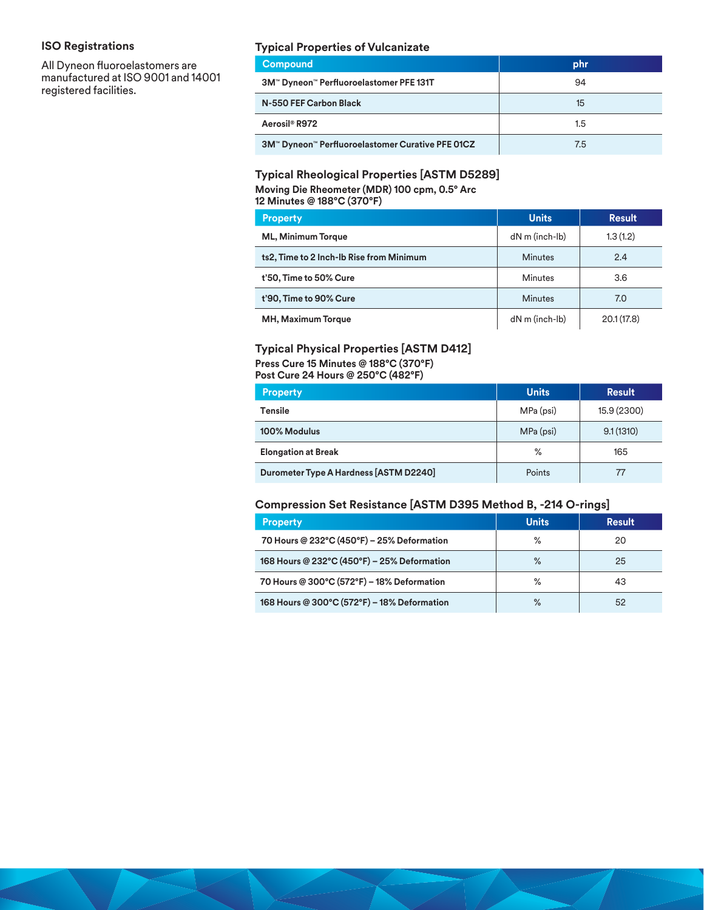## ISO Registrations

All Dyneon fluoroelastomers are manufactured at ISO 9001 and 14001 registered facilities.

## Typical Properties of Vulcanizate

| Compound | phr |
|---|---|
| 3M™ Dyneon™ Perfluoroelastomer PFE 131T | 94 |
| N-550 FEF Carbon Black | 15 |
| Aerosil® R972 | 1.5 |
| 3M™ Dyneon™ Perfluoroelastomer Curative PFE 01CZ | 7.5 |

## Typical Rheological Properties [ASTM D5289]

**Moving Die Rheometer (MDR) 100 cpm, 0.5° Arc**
**12 Minutes @ 188°C (370°F)**

| Property | Units | Result |
|---|---|---|
| ML, Minimum Torque | dN m (inch-lb) | 1.3 (1.2) |
| ts2, Time to 2 Inch-lb Rise from Minimum | Minutes | 2.4 |
| t'50, Time to 50% Cure | Minutes | 3.6 |
| t'90, Time to 90% Cure | Minutes | 7.0 |
| MH, Maximum Torque | dN m (inch-lb) | 20.1 (17.8) |

## Typical Physical Properties [ASTM D412]

**Press Cure 15 Minutes @ 188°C (370°F)**
**Post Cure 24 Hours @ 250°C (482°F)**

| Property | Units | Result |
|---|---|---|
| Tensile | MPa (psi) | 15.9 (2300) |
| 100% Modulus | MPa (psi) | 9.1 (1310) |
| Elongation at Break | % | 165 |
| Durometer Type A Hardness [ASTM D2240] | Points | 77 |

## Compression Set Resistance [ASTM D395 Method B, -214 O-rings]

| Property | Units | Result |
|---|---|---|
| 70 Hours @ 232°C (450°F) – 25% Deformation | % | 20 |
| 168 Hours @ 232°C (450°F) – 25% Deformation | % | 25 |
| 70 Hours @ 300°C (572°F) – 18% Deformation | % | 43 |
| 168 Hours @ 300°C (572°F) – 18% Deformation | % | 52 |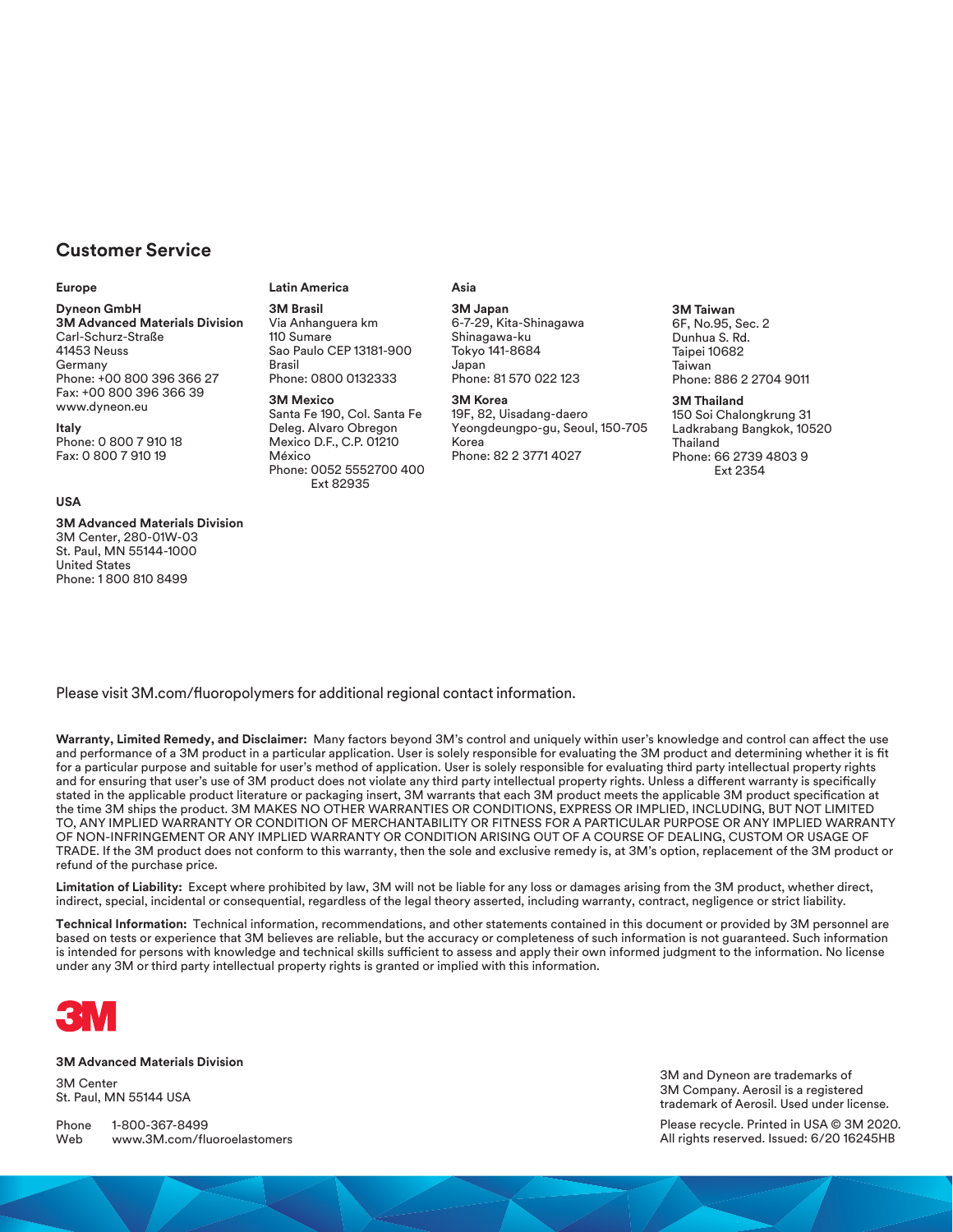## Customer Service

### Europe

**Dyneon GmbH**
**3M Advanced Materials Division**
Carl-Schurz-Straße
41453 Neuss
Germany
Phone: +00 800 396 366 27
Fax: +00 800 396 366 39
www.dyneon.eu

**Italy**
Phone: 0 800 7 910 18
Fax: 0 800 7 910 19

### USA

**3M Advanced Materials Division**
3M Center, 280-01W-03
St. Paul, MN 55144-1000
United States
Phone: 1 800 810 8499

### Latin America

**3M Brasil**
Via Anhanguera km
110 Sumare
Sao Paulo CEP 13181-900
Brasil
Phone: 0800 0132333

**3M Mexico**
Santa Fe 190, Col. Santa Fe
Deleg. Alvaro Obregon
Mexico D.F., C.P. 01210
México
Phone: 0052 5552700 400
Ext 82935

### Asia

**3M Japan**
6-7-29, Kita-Shinagawa
Shinagawa-ku
Tokyo 141-8684
Japan
Phone: 81 570 022 123

**3M Korea**
19F, 82, Uisadang-daero
Yeongdeungpo-gu, Seoul, 150-705
Korea
Phone: 82 2 3771 4027

**3M Taiwan**
6F, No.95, Sec. 2
Dunhua S. Rd.
Taipei 10682
Taiwan
Phone: 886 2 2704 9011

**3M Thailand**
150 Soi Chalongkrung 31
Ladkrabang Bangkok, 10520
Thailand
Phone: 66 2739 4803 9
Ext 2354

Please visit 3M.com/fluoropolymers for additional regional contact information.

**Warranty, Limited Remedy, and Disclaimer:** Many factors beyond 3M's control and uniquely within user's knowledge and control can affect the use and performance of a 3M product in a particular application. User is solely responsible for evaluating the 3M product and determining whether it is fit for a particular purpose and suitable for user's method of application. User is solely responsible for evaluating third party intellectual property rights and for ensuring that user's use of 3M product does not violate any third party intellectual property rights. Unless a different warranty is specifically stated in the applicable product literature or packaging insert, 3M warrants that each 3M product meets the applicable 3M product specification at the time 3M ships the product. 3M MAKES NO OTHER WARRANTIES OR CONDITIONS, EXPRESS OR IMPLIED, INCLUDING, BUT NOT LIMITED TO, ANY IMPLIED WARRANTY OR CONDITION OF MERCHANTABILITY OR FITNESS FOR A PARTICULAR PURPOSE OR ANY IMPLIED WARRANTY OF NON-INFRINGEMENT OR ANY IMPLIED WARRANTY OR CONDITION ARISING OUT OF A COURSE OF DEALING, CUSTOM OR USAGE OF TRADE. If the 3M product does not conform to this warranty, then the sole and exclusive remedy is, at 3M's option, replacement of the 3M product or refund of the purchase price.

**Limitation of Liability:** Except where prohibited by law, 3M will not be liable for any loss or damages arising from the 3M product, whether direct, indirect, special, incidental or consequential, regardless of the legal theory asserted, including warranty, contract, negligence or strict liability.

**Technical Information:** Technical information, recommendations, and other statements contained in this document or provided by 3M personnel are based on tests or experience that 3M believes are reliable, but the accuracy or completeness of such information is not guaranteed. Such information is intended for persons with knowledge and technical skills sufficient to assess and apply their own informed judgment to the information. No license under any 3M or third party intellectual property rights is granted or implied with this information.

3M

**3M Advanced Materials Division**

3M Center
St. Paul, MN 55144 USA

Phone 1-800-367-8499
Web www.3M.com/fluoroelastomers

3M and Dyneon are trademarks of 3M Company. Aerosil is a registered trademark of Aerosil. Used under license.

Please recycle. Printed in USA © 3M 2020. All rights reserved. Issued: 6/20 16245HB